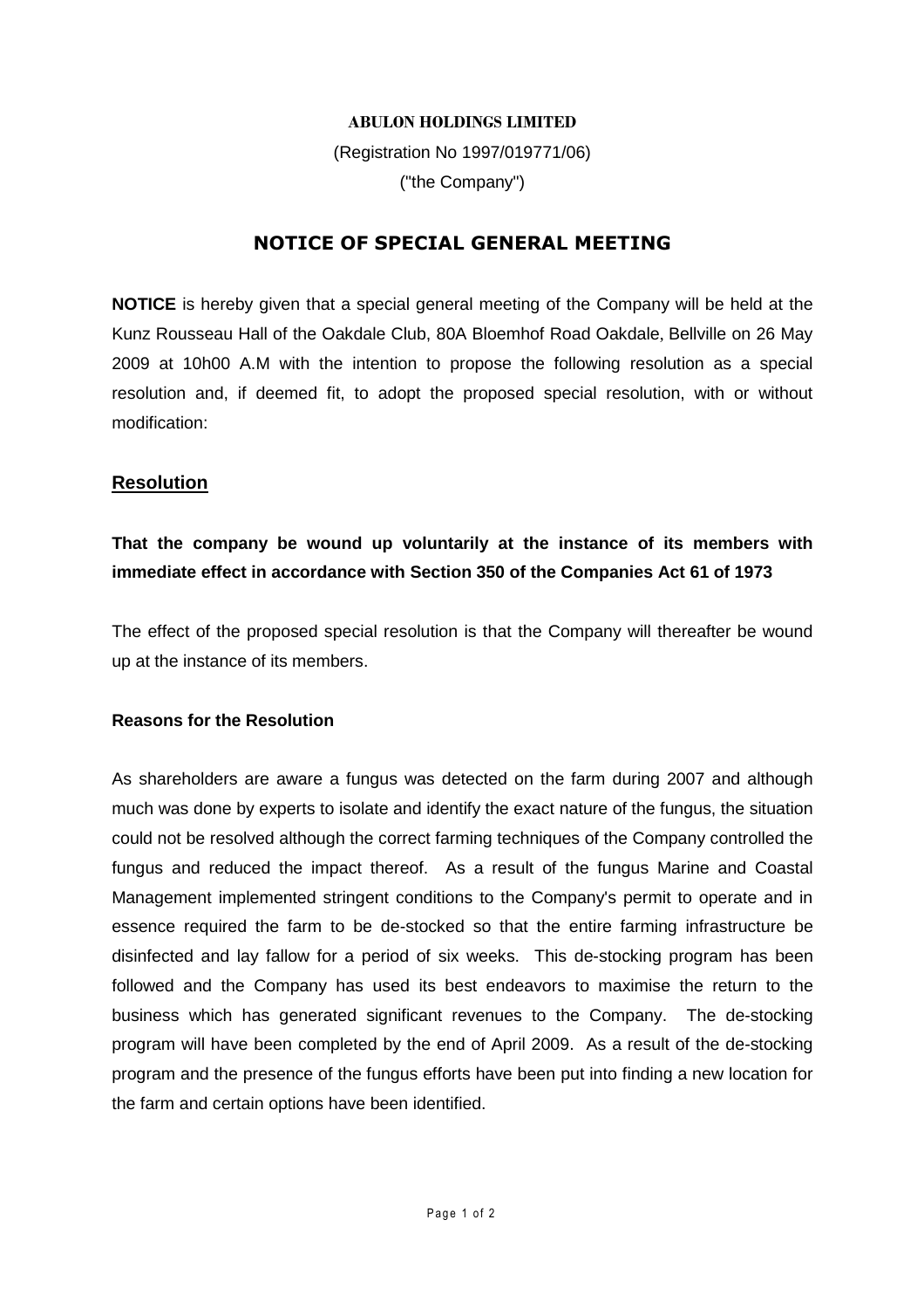**ABULON HOLDINGS LIMITED**

(Registration No 1997/019771/06)

("the Company")

# NOTICE OF SPECIAL GENERAL MEETING

**NOTICE** is hereby given that a special general meeting of the Company will be held at the Kunz Rousseau Hall of the Oakdale Club, 80A Bloemhof Road Oakdale, Bellville on 26 May 2009 at 10h00 A.M with the intention to propose the following resolution as a special resolution and, if deemed fit, to adopt the proposed special resolution, with or without modification:

## Resolution

**That the company be wound up voluntarily at the instance of its members with immediate effect in accordance with Section 350 of the Companies Act 61 of 1973**

The effect of the proposed special resolution is that the Company will thereafter be wound up at the instance of its members.

**Reasons for the Resolution**

As shareholders are aware a fungus was detected on the farm during 2007 and although much was done by experts to isolate and identify the exact nature of the fungus, the situation could not be resolved although the correct farming techniques of the Company controlled the fungus and reduced the impact thereof. As a result of the fungus Marine and Coastal Management implemented stringent conditions to the Company's permit to operate and in essence required the farm to be de-stocked so that the entire farming infrastructure be disinfected and lay fallow for a period of six weeks. This de-stocking program has been followed and the Company has used its best endeavors to maximise the return to the business which has generated significant revenues to the Company. The de-stocking program will have been completed by the end of April 2009. As a result of the de-stocking program and the presence of the fungus efforts have been put into finding a new location for the farm and certain options have been identified.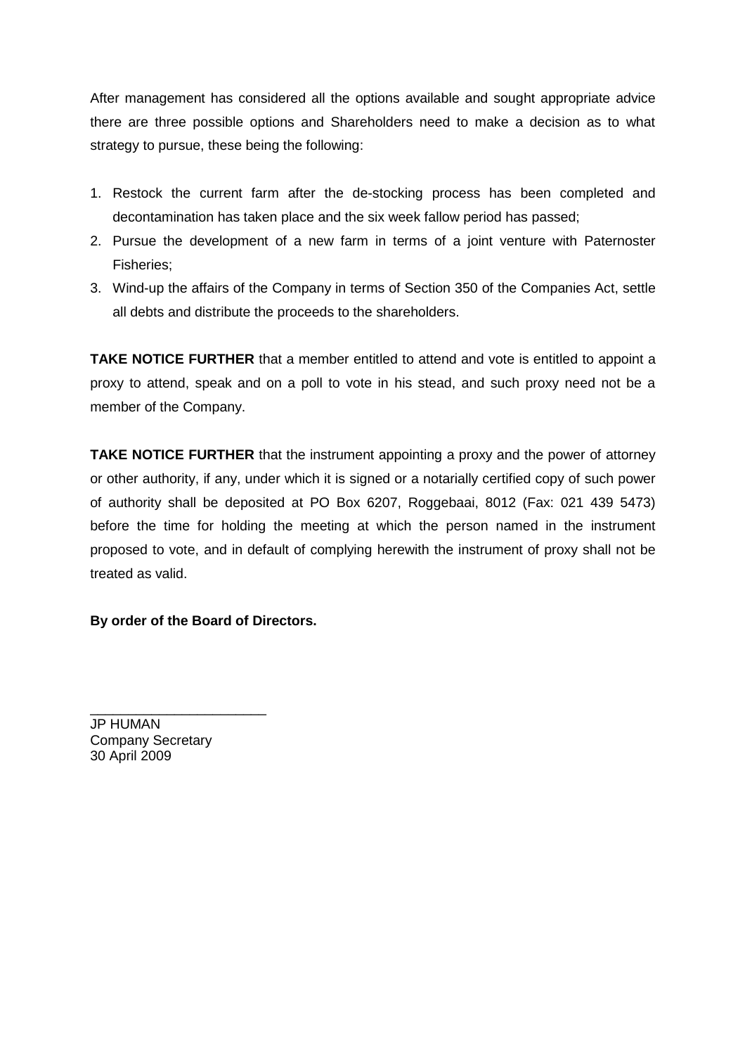After management has considered all the options available and sought appropriate advice there are three possible options and Shareholders need to make a decision as to what strategy to pursue, these being the following:

1. Restock the current farm after the de-stocking process has been completed and decontamination has taken place and the six week fallow period has passed;
2. Pursue the development of a new farm in terms of a joint venture with Paternoster Fisheries;
3. Wind-up the affairs of the Company in terms of Section 350 of the Companies Act, settle all debts and distribute the proceeds to the shareholders.

**TAKE NOTICE FURTHER** that a member entitled to attend and vote is entitled to appoint a proxy to attend, speak and on a poll to vote in his stead, and such proxy need not be a member of the Company.

**TAKE NOTICE FURTHER** that the instrument appointing a proxy and the power of attorney or other authority, if any, under which it is signed or a notarially certified copy of such power of authority shall be deposited at PO Box 6207, Roggebaai, 8012 (Fax: 021 439 5473) before the time for holding the meeting at which the person named in the instrument proposed to vote, and in default of complying herewith the instrument of proxy shall not be treated as valid.

**By order of the Board of Directors.**

\_\_\_\_\_\_\_\_\_\_\_\_\_\_\_\_\_\_\_\_\_\_\_\_

JP HUMAN
Company Secretary
30 April 2009